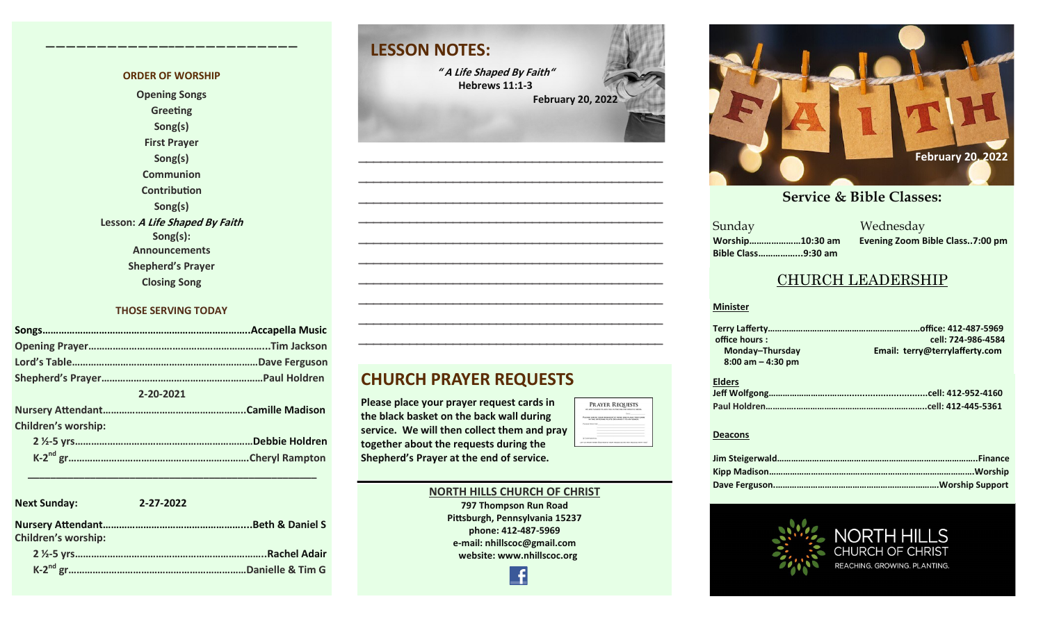## ORDER OF WORSHIP

Opening Songs
Greeting
Song(s)
First Prayer
Song(s)
Communion
Contribution
Song(s)
Lesson: *A Life Shaped By Faith*
Song(s):
Announcements
Shepherd's Prayer
Closing Song

## THOSE SERVING TODAY

**Songs**……………………………………………………………………**Accapella Music**
**Opening Prayer**…………………………………………………………**Tim Jackson**
**Lord's Table**……………………………………………………………**Dave Ferguson**
**Shepherd's Prayer**……………………………………………………**Paul Holdren**

2-20-2021

**Nursery Attendant**……………………………………………**Camille Madison**
**Children's worship:**
2 ½-5 yrs…………………………………………………………**Debbie Holdren**
K-2nd gr…………………………………………………………**Cheryl Rampton**

---

**Next Sunday:** 2-27-2022

**Nursery Attendant**………………………………………………**Beth & Daniel S**
**Children's worship:**
2 ½-5 yrs……………………………………………………………**Rachel Adair**
K-2nd gr………………………………………………………**Danielle & Tim G**

## LESSON NOTES:

*" A Life Shaped By Faith"*
**Hebrews 11:1-3**
**February 20, 2022**

________________________________________________
________________________________________________
________________________________________________
________________________________________________
________________________________________________
________________________________________________
________________________________________________
________________________________________________
________________________________________________
________________________________________________

## CHURCH PRAYER REQUESTS

**Please place your prayer request cards in the black basket on the back wall during service. We will then collect them and pray together about the requests during the Shepherd's Prayer at the end of service.**

**NORTH HILLS CHURCH OF CHRIST**
797 Thompson Run Road
Pittsburgh, Pennsylvania 15237
phone: 412-487-5969
e-mail: nhillscoc@gmail.com
website: www.nhillscoc.org

FAITH
February 20, 2022

## Service & Bible Classes:

Sunday
**Worship**…………………**10:30 am**
**Bible Class**………………**9:30 am**

Wednesday
**Evening Zoom Bible Class..7:00 pm**

## CHURCH LEADERSHIP

**Minister**

**Terry Lafferty**……………………………………………………**office: 412-487-5969**
**office hours :** **cell: 724-986-4584**
**Monday–Thursday** **Email: terry@terrylafferty.com**
**8:00 am – 4:30 pm**

**Elders**

**Jeff Wolfgong**…………………………………………………**cell: 412-952-4160**
**Paul Holdren**……………………………………………………**cell: 412-445-5361**

**Deacons**

**Jim Steigerwald**……………………………………………………………**Finance**
**Kipp Madison**………………………………………………………………**Worship**
**Dave Ferguson**……………………………………………………**Worship Support**

NORTH HILLS CHURCH OF CHRIST
REACHING. GROWING. PLANTING.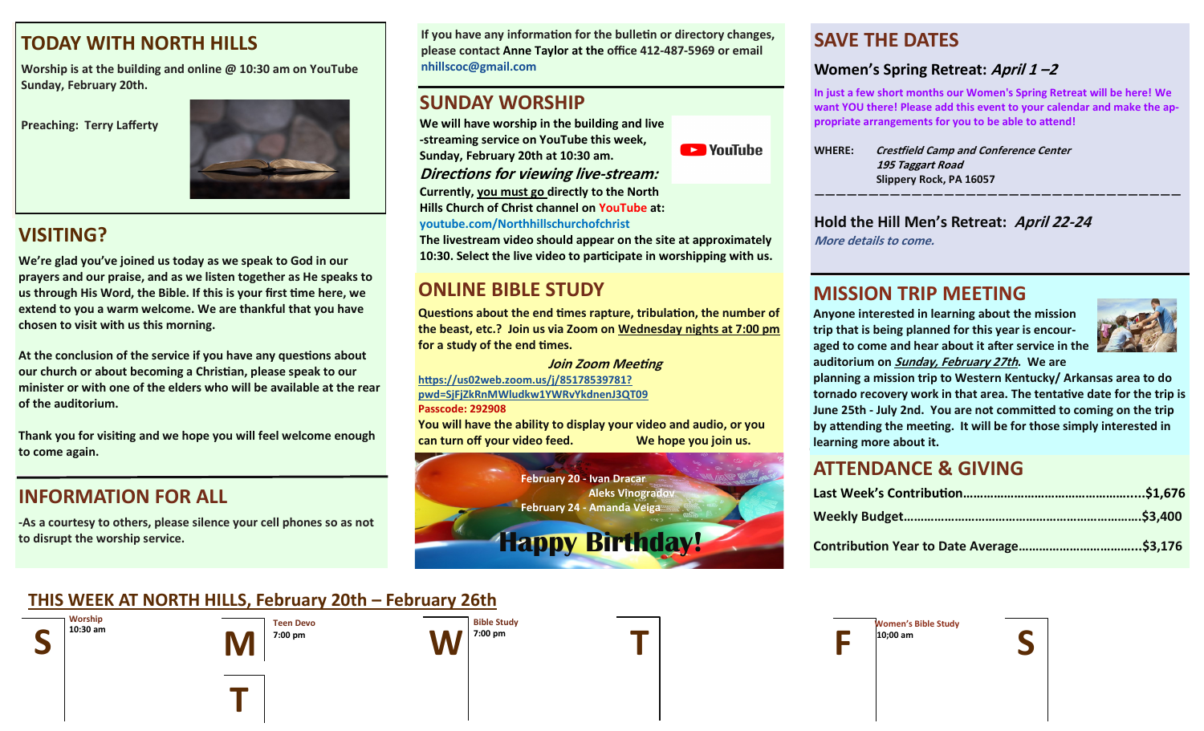## TODAY WITH NORTH HILLS

**Worship is at the building and online @ 10:30 am on YouTube Sunday, February 20th.**

**Preaching: Terry Lafferty**

## VISITING?

**We're glad you've joined us today as we speak to God in our prayers and our praise, and as we listen together as He speaks to us through His Word, the Bible. If this is your first time here, we extend to you a warm welcome. We are thankful that you have chosen to visit with us this morning.**

**At the conclusion of the service if you have any questions about our church or about becoming a Christian, please speak to our minister or with one of the elders who will be available at the rear of the auditorium.**

**Thank you for visiting and we hope you will feel welcome enough to come again.**

## INFORMATION FOR ALL

**-As a courtesy to others, please silence your cell phones so as not to disrupt the worship service.**

**If you have any information for the bulletin or directory changes, please contact Anne Taylor at the office 412-487-5969 or email nhillscoc@gmail.com**

## SUNDAY WORSHIP

**We will have worship in the building and live-streaming service on YouTube this week, Sunday, February 20th at 10:30 am.**

***Directions for viewing live-stream:***

**Currently, you must go directly to the North Hills Church of Christ channel on YouTube at: youtube.com/Northhillschurchofchrist**

**The livestream video should appear on the site at approximately 10:30. Select the live video to participate in worshipping with us.**

## ONLINE BIBLE STUDY

**Questions about the end times rapture, tribulation, the number of the beast, etc.? Join us via Zoom on Wednesday nights at 7:00 pm for a study of the end times.**

***Join Zoom Meeting***

https://us02web.zoom.us/j/85178539781?pwd=SjFjZkRnMWludkw1YWRvYkdnenJ3QT09

**Passcode: 292908**

**You will have the ability to display your video and audio, or you can turn off your video feed. We hope you join us.**

**February 20 - Ivan Dracar**
**Aleks Vinogradov**
**February 24 - Amanda Veiga**

**Happy Birthday!**

## SAVE THE DATES

### Women's Spring Retreat: *April 1 –2*

**In just a few short months our Women's Spring Retreat will be here! We want YOU there! Please add this event to your calendar and make the appropriate arrangements for you to be able to attend!**

**WHERE:** ***Crestfield Camp and Conference Center***
***195 Taggart Road***
**Slippery Rock, PA 16057**

### Hold the Hill Men's Retreat: *April 22-24*

***More details to come.***

## MISSION TRIP MEETING

**Anyone interested in learning about the mission trip that is being planned for this year is encouraged to come and hear about it after service in the auditorium on *Sunday, February 27th*. We are planning a mission trip to Western Kentucky/ Arkansas area to do tornado recovery work in that area. The tentative date for the trip is June 25th - July 2nd. You are not committed to coming on the trip by attending the meeting. It will be for those simply interested in learning more about it.**

## ATTENDANCE & GIVING

**Last Week's Contribution……………………………………………..$1,676**

**Weekly Budget…………………………………………………………..$3,400**

**Contribution Year to Date Average……………………………..$3,176**

## THIS WEEK AT NORTH HILLS, February 20th – February 26th

**S** — Worship 10:30 am

**M** — Teen Devo 7:00 pm

**T**

**W** — Bible Study 7:00 pm

**T**

**F** — Women's Bible Study 10;00 am

**S**